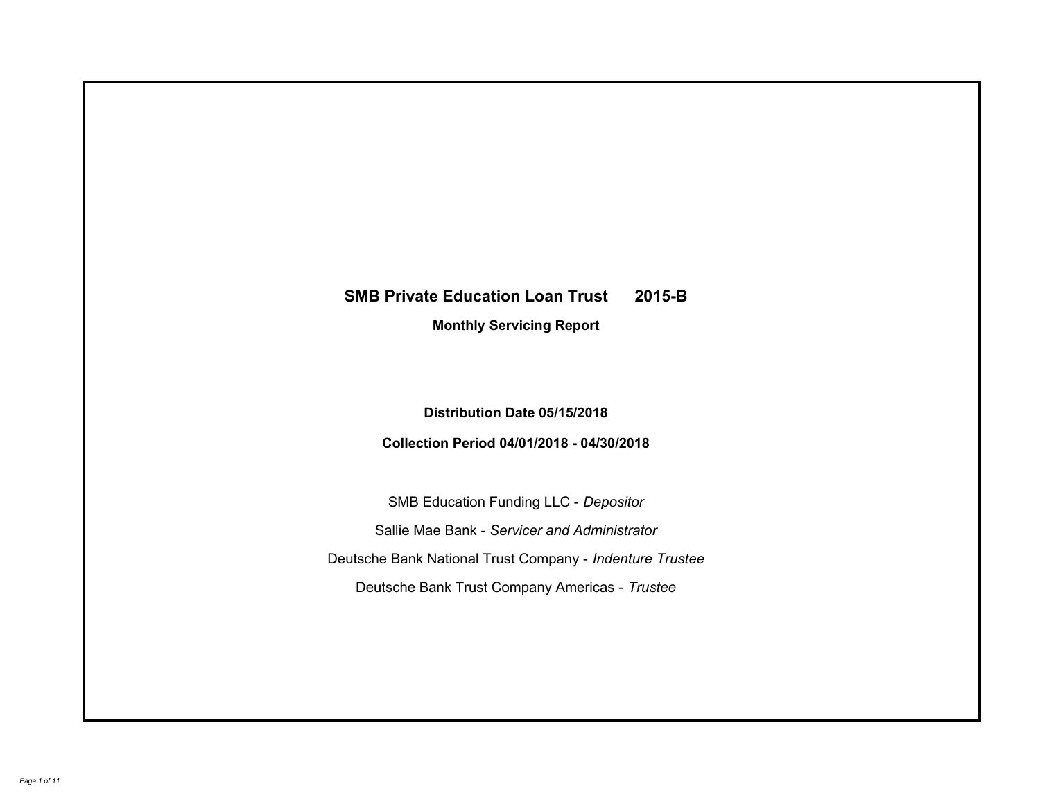# SMB Private Education Loan Trust 2015-B

## Monthly Servicing Report

**Distribution Date 05/15/2018**

**Collection Period 04/01/2018 - 04/30/2018**

SMB Education Funding LLC - *Depositor*

Sallie Mae Bank - *Servicer and Administrator*

Deutsche Bank National Trust Company - *Indenture Trustee*

Deutsche Bank Trust Company Americas - *Trustee*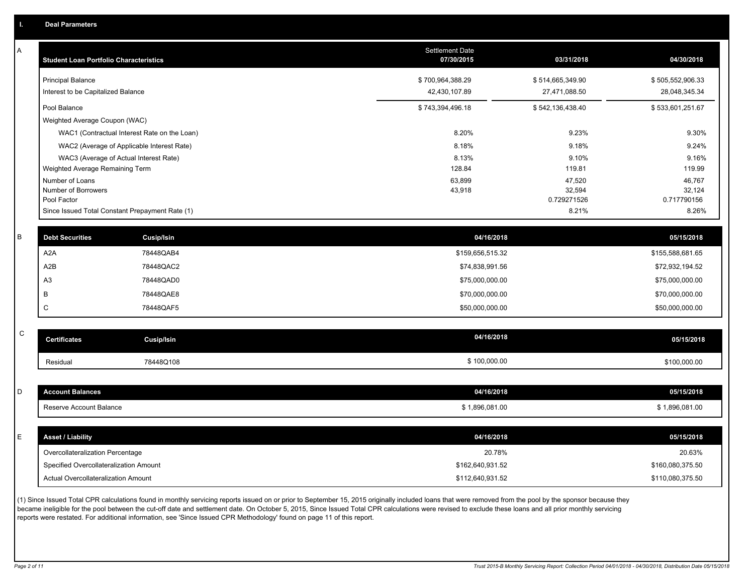## I. Deal Parameters

### A

| Student Loan Portfolio Characteristics | Settlement Date 07/30/2015 | 03/31/2018 | 04/30/2018 |
|---|---|---|---|
| Principal Balance | $ 700,964,388.29 | $ 514,665,349.90 | $ 505,552,906.33 |
| Interest to be Capitalized Balance | 42,430,107.89 | 27,471,088.50 | 28,048,345.34 |
| Pool Balance | $ 743,394,496.18 | $ 542,136,438.40 | $ 533,601,251.67 |
| Weighted Average Coupon (WAC) | | | |
| WAC1 (Contractual Interest Rate on the Loan) | 8.20% | 9.23% | 9.30% |
| WAC2 (Average of Applicable Interest Rate) | 8.18% | 9.18% | 9.24% |
| WAC3 (Average of Actual Interest Rate) | 8.13% | 9.10% | 9.16% |
| Weighted Average Remaining Term | 128.84 | 119.81 | 119.99 |
| Number of Loans | 63,899 | 47,520 | 46,767 |
| Number of Borrowers | 43,918 | 32,594 | 32,124 |
| Pool Factor | | 0.729271526 | 0.717790156 |
| Since Issued Total Constant Prepayment Rate (1) | | 8.21% | 8.26% |

### B

| Debt Securities | Cusip/Isin | 04/16/2018 | 05/15/2018 |
|---|---|---|---|
| A2A | 78448QAB4 | $159,656,515.32 | $155,588,681.65 |
| A2B | 78448QAC2 | $74,838,991.56 | $72,932,194.52 |
| A3 | 78448QAD0 | $75,000,000.00 | $75,000,000.00 |
| B | 78448QAE8 | $70,000,000.00 | $70,000,000.00 |
| C | 78448QAF5 | $50,000,000.00 | $50,000,000.00 |

### C

| Certificates | Cusip/Isin | 04/16/2018 | 05/15/2018 |
|---|---|---|---|
| Residual | 78448Q108 | $ 100,000.00 | $100,000.00 |

### D

| Account Balances | 04/16/2018 | 05/15/2018 |
|---|---|---|
| Reserve Account Balance | $ 1,896,081.00 | $ 1,896,081.00 |

### E

| Asset / Liability | 04/16/2018 | 05/15/2018 |
|---|---|---|
| Overcollateralization Percentage | 20.78% | 20.63% |
| Specified Overcollateralization Amount | $162,640,931.52 | $160,080,375.50 |
| Actual Overcollateralization Amount | $112,640,931.52 | $110,080,375.50 |

(1) Since Issued Total CPR calculations found in monthly servicing reports issued on or prior to September 15, 2015 originally included loans that were removed from the pool by the sponsor because they became ineligible for the pool between the cut-off date and settlement date. On October 5, 2015, Since Issued Total CPR calculations were revised to exclude these loans and all prior monthly servicing reports were restated. For additional information, see 'Since Issued CPR Methodology' found on page 11 of this report.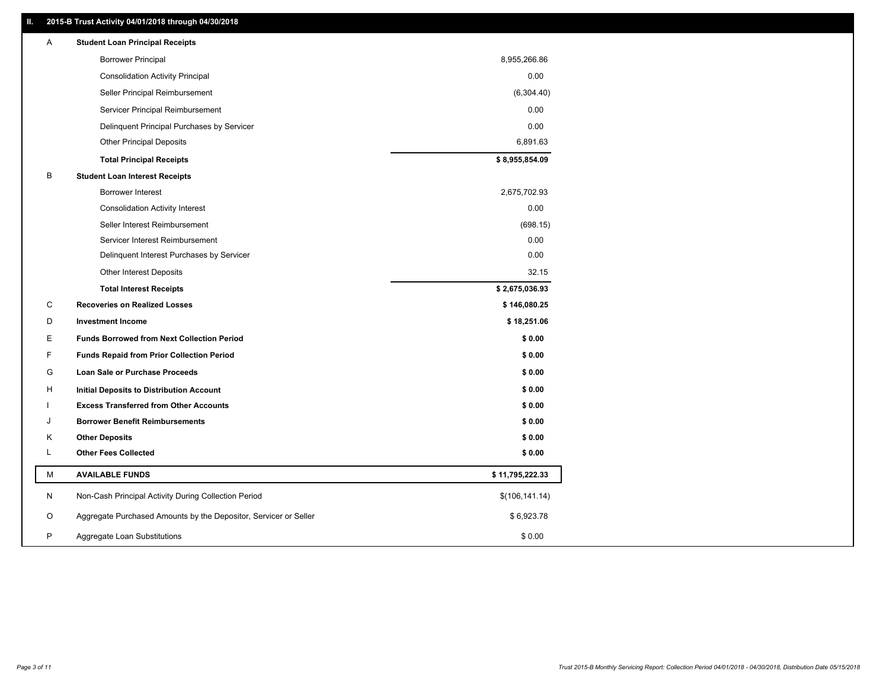## II. 2015-B Trust Activity 04/01/2018 through 04/30/2018

| | | |
|---|---|---|
| A | **Student Loan Principal Receipts** | |
| | Borrower Principal | 8,955,266.86 |
| | Consolidation Activity Principal | 0.00 |
| | Seller Principal Reimbursement | (6,304.40) |
| | Servicer Principal Reimbursement | 0.00 |
| | Delinquent Principal Purchases by Servicer | 0.00 |
| | Other Principal Deposits | 6,891.63 |
| | **Total Principal Receipts** | **$ 8,955,854.09** |
| B | **Student Loan Interest Receipts** | |
| | Borrower Interest | 2,675,702.93 |
| | Consolidation Activity Interest | 0.00 |
| | Seller Interest Reimbursement | (698.15) |
| | Servicer Interest Reimbursement | 0.00 |
| | Delinquent Interest Purchases by Servicer | 0.00 |
| | Other Interest Deposits | 32.15 |
| | **Total Interest Receipts** | **$ 2,675,036.93** |
| C | **Recoveries on Realized Losses** | **$ 146,080.25** |
| D | **Investment Income** | **$ 18,251.06** |
| E | **Funds Borrowed from Next Collection Period** | **$ 0.00** |
| F | **Funds Repaid from Prior Collection Period** | **$ 0.00** |
| G | **Loan Sale or Purchase Proceeds** | **$ 0.00** |
| H | **Initial Deposits to Distribution Account** | **$ 0.00** |
| I | **Excess Transferred from Other Accounts** | **$ 0.00** |
| J | **Borrower Benefit Reimbursements** | **$ 0.00** |
| K | **Other Deposits** | **$ 0.00** |
| L | **Other Fees Collected** | **$ 0.00** |
| M | **AVAILABLE FUNDS** | **$ 11,795,222.33** |
| N | Non-Cash Principal Activity During Collection Period | $(106,141.14) |
| O | Aggregate Purchased Amounts by the Depositor, Servicer or Seller | $ 6,923.78 |
| P | Aggregate Loan Substitutions | $ 0.00 |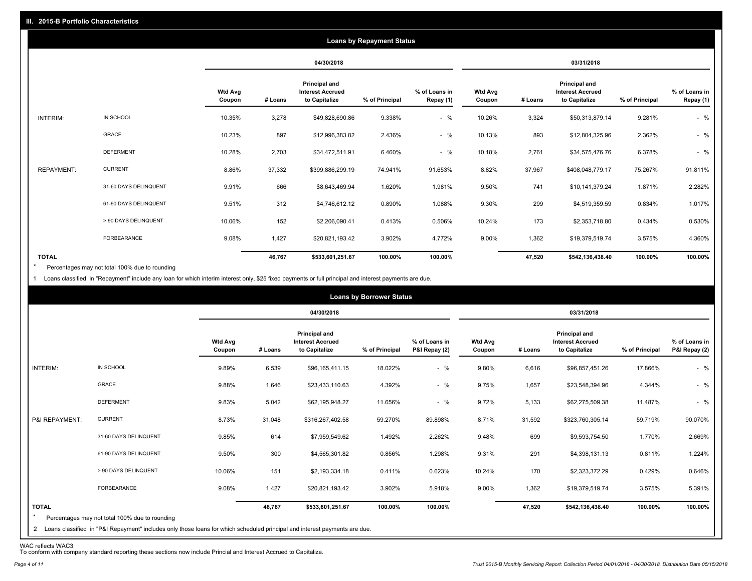## III. 2015-B Portfolio Characteristics

### Loans by Repayment Status

| | | 04/30/2018 | | | | | 03/31/2018 | | | | |
|---|---|---|---|---|---|---|---|---|---|---|---|
| | | Wtd Avg Coupon | # Loans | Principal and Interest Accrued to Capitalize | % of Principal | % of Loans in Repay (1) | Wtd Avg Coupon | # Loans | Principal and Interest Accrued to Capitalize | % of Principal | % of Loans in Repay (1) |
| INTERIM: | IN SCHOOL | 10.35% | 3,278 | $49,828,690.86 | 9.338% | - % | 10.26% | 3,324 | $50,313,879.14 | 9.281% | - % |
| | GRACE | 10.23% | 897 | $12,996,383.82 | 2.436% | - % | 10.13% | 893 | $12,804,325.96 | 2.362% | - % |
| | DEFERMENT | 10.28% | 2,703 | $34,472,511.91 | 6.460% | - % | 10.18% | 2,761 | $34,575,476.76 | 6.378% | - % |
| REPAYMENT: | CURRENT | 8.86% | 37,332 | $399,886,299.19 | 74.941% | 91.653% | 8.82% | 37,967 | $408,048,779.17 | 75.267% | 91.811% |
| | 31-60 DAYS DELINQUENT | 9.91% | 666 | $8,643,469.94 | 1.620% | 1.981% | 9.50% | 741 | $10,141,379.24 | 1.871% | 2.282% |
| | 61-90 DAYS DELINQUENT | 9.51% | 312 | $4,746,612.12 | 0.890% | 1.088% | 9.30% | 299 | $4,519,359.59 | 0.834% | 1.017% |
| | > 90 DAYS DELINQUENT | 10.06% | 152 | $2,206,090.41 | 0.413% | 0.506% | 10.24% | 173 | $2,353,718.80 | 0.434% | 0.530% |
| | FORBEARANCE | 9.08% | 1,427 | $20,821,193.42 | 3.902% | 4.772% | 9.00% | 1,362 | $19,379,519.74 | 3.575% | 4.360% |
| TOTAL | | | 46,767 | $533,601,251.67 | 100.00% | 100.00% | | 47,520 | $542,136,438.40 | 100.00% | 100.00% |

\* Percentages may not total 100% due to rounding

1 Loans classified in "Repayment" include any loan for which interim interest only, $25 fixed payments or full principal and interest payments are due.

### Loans by Borrower Status

| | | 04/30/2018 | | | | | 03/31/2018 | | | | |
|---|---|---|---|---|---|---|---|---|---|---|---|
| | | Wtd Avg Coupon | # Loans | Principal and Interest Accrued to Capitalize | % of Principal | % of Loans in P&I Repay (2) | Wtd Avg Coupon | # Loans | Principal and Interest Accrued to Capitalize | % of Principal | % of Loans in P&I Repay (2) |
| INTERIM: | IN SCHOOL | 9.89% | 6,539 | $96,165,411.15 | 18.022% | - % | 9.80% | 6,616 | $96,857,451.26 | 17.866% | - % |
| | GRACE | 9.88% | 1,646 | $23,433,110.63 | 4.392% | - % | 9.75% | 1,657 | $23,548,394.96 | 4.344% | - % |
| | DEFERMENT | 9.83% | 5,042 | $62,195,948.27 | 11.656% | - % | 9.72% | 5,133 | $62,275,509.38 | 11.487% | - % |
| P&I REPAYMENT: | CURRENT | 8.73% | 31,048 | $316,267,402.58 | 59.270% | 89.898% | 8.71% | 31,592 | $323,760,305.14 | 59.719% | 90.070% |
| | 31-60 DAYS DELINQUENT | 9.85% | 614 | $7,959,549.62 | 1.492% | 2.262% | 9.48% | 699 | $9,593,754.50 | 1.770% | 2.669% |
| | 61-90 DAYS DELINQUENT | 9.50% | 300 | $4,565,301.82 | 0.856% | 1.298% | 9.31% | 291 | $4,398,131.13 | 0.811% | 1.224% |
| | > 90 DAYS DELINQUENT | 10.06% | 151 | $2,193,334.18 | 0.411% | 0.623% | 10.24% | 170 | $2,323,372.29 | 0.429% | 0.646% |
| | FORBEARANCE | 9.08% | 1,427 | $20,821,193.42 | 3.902% | 5.918% | 9.00% | 1,362 | $19,379,519.74 | 3.575% | 5.391% |
| TOTAL | | | 46,767 | $533,601,251.67 | 100.00% | 100.00% | | 47,520 | $542,136,438.40 | 100.00% | 100.00% |

\* Percentages may not total 100% due to rounding

2 Loans classified in "P&I Repayment" includes only those loans for which scheduled principal and interest payments are due.

WAC reflects WAC3

To conform with company standard reporting these sections now include Princial and Interest Accrued to Capitalize.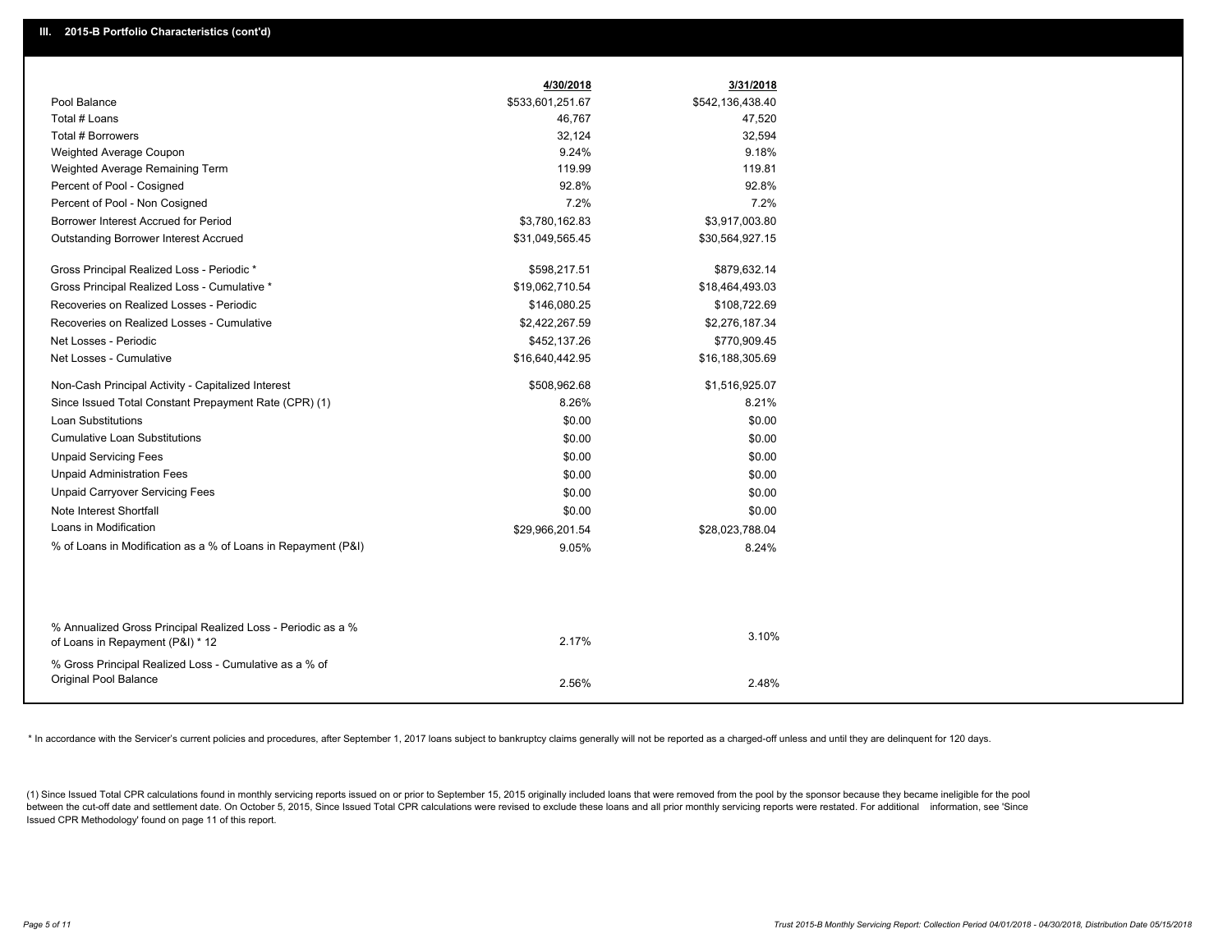## III. 2015-B Portfolio Characteristics (cont'd)

| | 4/30/2018 | 3/31/2018 |
|---|---|---|
| Pool Balance | $533,601,251.67 | $542,136,438.40 |
| Total # Loans | 46,767 | 47,520 |
| Total # Borrowers | 32,124 | 32,594 |
| Weighted Average Coupon | 9.24% | 9.18% |
| Weighted Average Remaining Term | 119.99 | 119.81 |
| Percent of Pool - Cosigned | 92.8% | 92.8% |
| Percent of Pool - Non Cosigned | 7.2% | 7.2% |
| Borrower Interest Accrued for Period | $3,780,162.83 | $3,917,003.80 |
| Outstanding Borrower Interest Accrued | $31,049,565.45 | $30,564,927.15 |
| Gross Principal Realized Loss - Periodic * | $598,217.51 | $879,632.14 |
| Gross Principal Realized Loss - Cumulative * | $19,062,710.54 | $18,464,493.03 |
| Recoveries on Realized Losses - Periodic | $146,080.25 | $108,722.69 |
| Recoveries on Realized Losses - Cumulative | $2,422,267.59 | $2,276,187.34 |
| Net Losses - Periodic | $452,137.26 | $770,909.45 |
| Net Losses - Cumulative | $16,640,442.95 | $16,188,305.69 |
| Non-Cash Principal Activity - Capitalized Interest | $508,962.68 | $1,516,925.07 |
| Since Issued Total Constant Prepayment Rate (CPR) (1) | 8.26% | 8.21% |
| Loan Substitutions | $0.00 | $0.00 |
| Cumulative Loan Substitutions | $0.00 | $0.00 |
| Unpaid Servicing Fees | $0.00 | $0.00 |
| Unpaid Administration Fees | $0.00 | $0.00 |
| Unpaid Carryover Servicing Fees | $0.00 | $0.00 |
| Note Interest Shortfall | $0.00 | $0.00 |
| Loans in Modification | $29,966,201.54 | $28,023,788.04 |
| % of Loans in Modification as a % of Loans in Repayment (P&I) | 9.05% | 8.24% |
| % Annualized Gross Principal Realized Loss - Periodic as a % of Loans in Repayment (P&I) * 12 | 2.17% | 3.10% |
| % Gross Principal Realized Loss - Cumulative as a % of Original Pool Balance | 2.56% | 2.48% |

* In accordance with the Servicer's current policies and procedures, after September 1, 2017 loans subject to bankruptcy claims generally will not be reported as a charged-off unless and until they are delinquent for 120 days.

(1) Since Issued Total CPR calculations found in monthly servicing reports issued on or prior to September 15, 2015 originally included loans that were removed from the pool by the sponsor because they became ineligible for the pool between the cut-off date and settlement date. On October 5, 2015, Since Issued Total CPR calculations were revised to exclude these loans and all prior monthly servicing reports were restated. For additional information, see 'Since Issued CPR Methodology' found on page 11 of this report.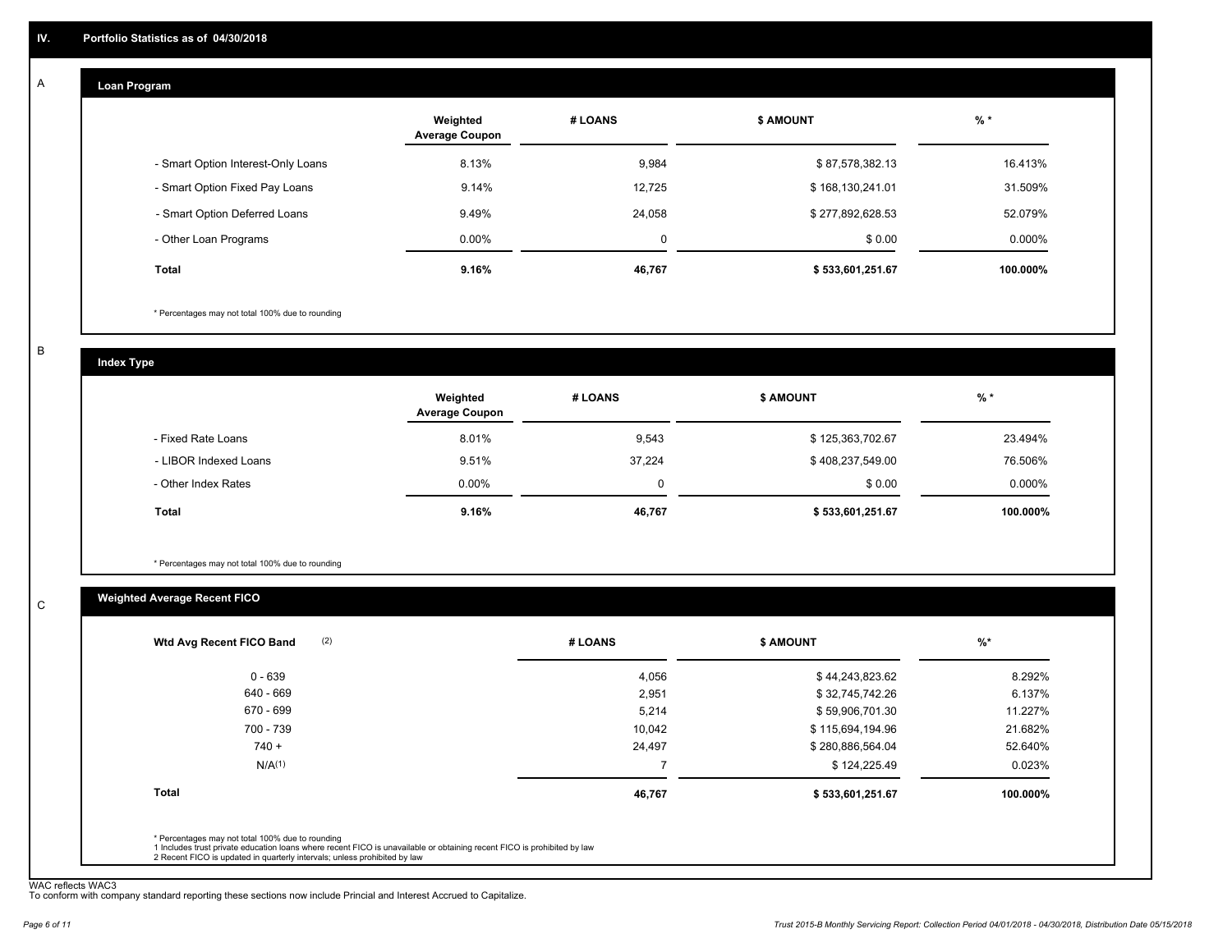## IV. Portfolio Statistics as of 04/30/2018

### A Loan Program

| | Weighted Average Coupon | # LOANS | $ AMOUNT | % * |
|---|---|---|---|---|
| - Smart Option Interest-Only Loans | 8.13% | 9,984 | $ 87,578,382.13 | 16.413% |
| - Smart Option Fixed Pay Loans | 9.14% | 12,725 | $ 168,130,241.01 | 31.509% |
| - Smart Option Deferred Loans | 9.49% | 24,058 | $ 277,892,628.53 | 52.079% |
| - Other Loan Programs | 0.00% | 0 | $ 0.00 | 0.000% |
| **Total** | **9.16%** | **46,767** | **$ 533,601,251.67** | **100.000%** |

* Percentages may not total 100% due to rounding

### B Index Type

| | Weighted Average Coupon | # LOANS | $ AMOUNT | % * |
|---|---|---|---|---|
| - Fixed Rate Loans | 8.01% | 9,543 | $ 125,363,702.67 | 23.494% |
| - LIBOR Indexed Loans | 9.51% | 37,224 | $ 408,237,549.00 | 76.506% |
| - Other Index Rates | 0.00% | 0 | $ 0.00 | 0.000% |
| **Total** | **9.16%** | **46,767** | **$ 533,601,251.67** | **100.000%** |

* Percentages may not total 100% due to rounding

### C Weighted Average Recent FICO

| Wtd Avg Recent FICO Band (2) | # LOANS | $ AMOUNT | %* |
|---|---|---|---|
| 0 - 639 | 4,056 | $ 44,243,823.62 | 8.292% |
| 640 - 669 | 2,951 | $ 32,745,742.26 | 6.137% |
| 670 - 699 | 5,214 | $ 59,906,701.30 | 11.227% |
| 700 - 739 | 10,042 | $ 115,694,194.96 | 21.682% |
| 740 + | 24,497 | $ 280,886,564.04 | 52.640% |
| N/A(1) | 7 | $ 124,225.49 | 0.023% |
| **Total** | **46,767** | **$ 533,601,251.67** | **100.000%** |

* Percentages may not total 100% due to rounding
1 Includes trust private education loans where recent FICO is unavailable or obtaining recent FICO is prohibited by law
2 Recent FICO is updated in quarterly intervals; unless prohibited by law

WAC reflects WAC3
To conform with company standard reporting these sections now include Princial and Interest Accrued to Capitalize.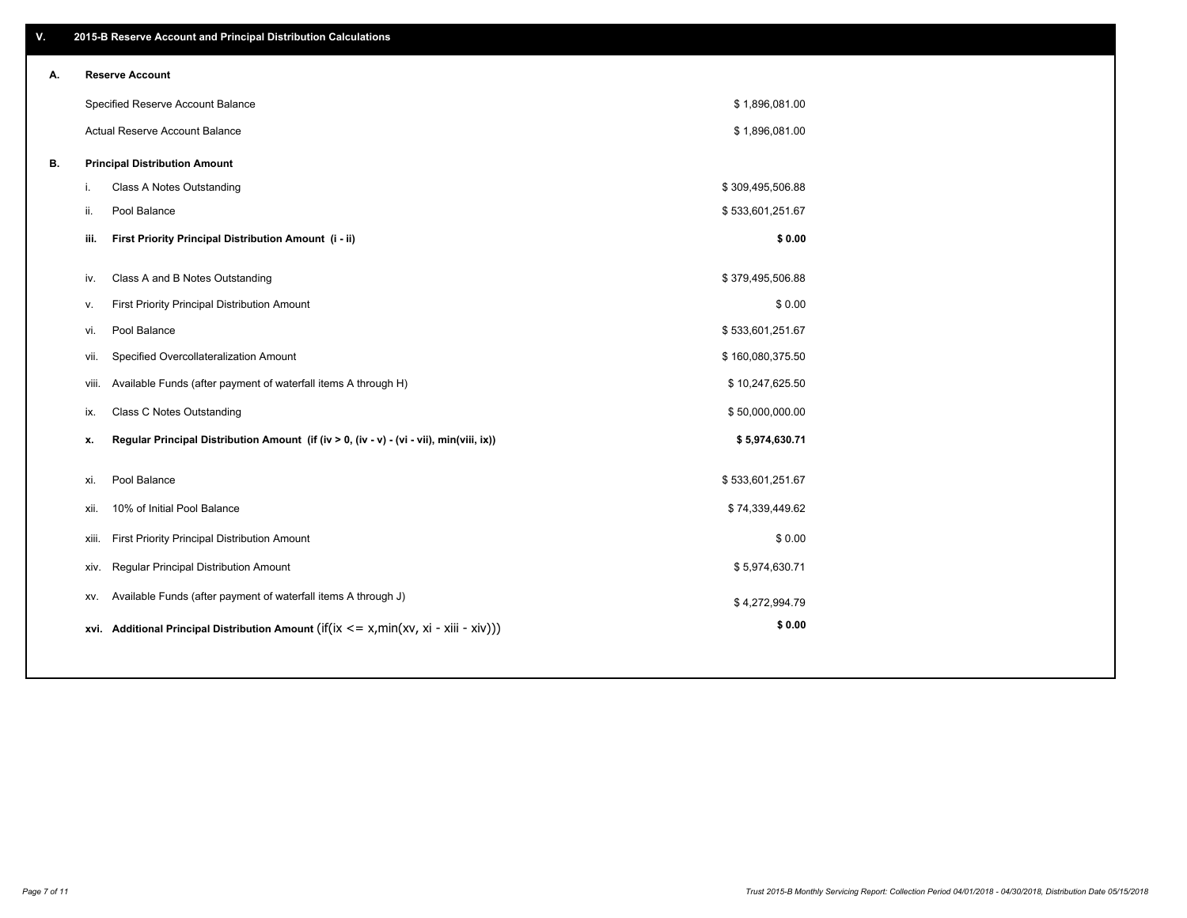## V. 2015-B Reserve Account and Principal Distribution Calculations

### A. Reserve Account

| | |
|---|---|
| Specified Reserve Account Balance | $ 1,896,081.00 |
| Actual Reserve Account Balance | $ 1,896,081.00 |

### B. Principal Distribution Amount

| | | |
|---|---|---|
| i. | Class A Notes Outstanding | $ 309,495,506.88 |
| ii. | Pool Balance | $ 533,601,251.67 |
| **iii.** | **First Priority Principal Distribution Amount (i - ii)** | **$ 0.00** |
| iv. | Class A and B Notes Outstanding | $ 379,495,506.88 |
| v. | First Priority Principal Distribution Amount | $ 0.00 |
| vi. | Pool Balance | $ 533,601,251.67 |
| vii. | Specified Overcollateralization Amount | $ 160,080,375.50 |
| viii. | Available Funds (after payment of waterfall items A through H) | $ 10,247,625.50 |
| ix. | Class C Notes Outstanding | $ 50,000,000.00 |
| **x.** | **Regular Principal Distribution Amount (if (iv > 0, (iv - v) - (vi - vii), min(viii, ix))** | **$ 5,974,630.71** |
| xi. | Pool Balance | $ 533,601,251.67 |
| xii. | 10% of Initial Pool Balance | $ 74,339,449.62 |
| xiii. | First Priority Principal Distribution Amount | $ 0.00 |
| xiv. | Regular Principal Distribution Amount | $ 5,974,630.71 |
| xv. | Available Funds (after payment of waterfall items A through J) | $ 4,272,994.79 |
| **xvi.** | **Additional Principal Distribution Amount** (if(ix <= x,min(xv, xi - xiii - xiv))) | **$ 0.00** |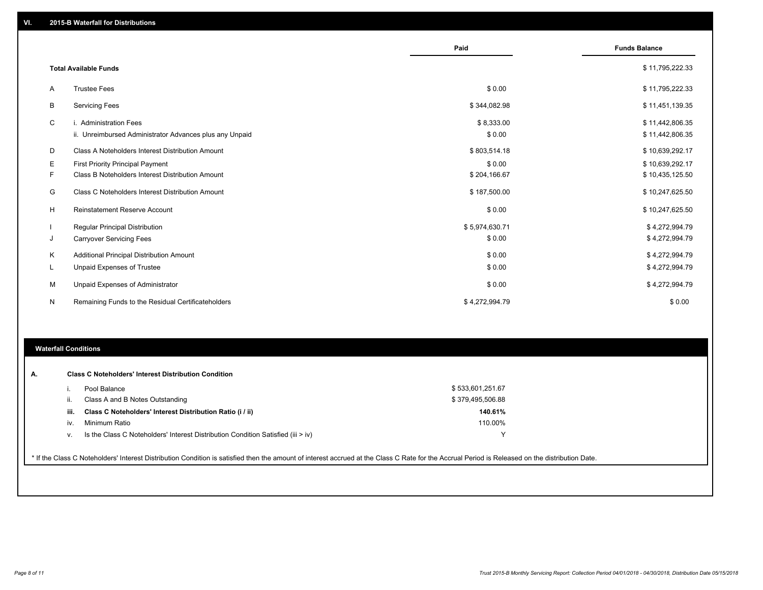## VI. 2015-B Waterfall for Distributions

| | | Paid | Funds Balance |
|---|---|---|---|
| | **Total Available Funds** | | $ 11,795,222.33 |
| A | Trustee Fees | $ 0.00 | $ 11,795,222.33 |
| B | Servicing Fees | $ 344,082.98 | $ 11,451,139.35 |
| C | i. Administration Fees | $ 8,333.00 | $ 11,442,806.35 |
| | ii. Unreimbursed Administrator Advances plus any Unpaid | $ 0.00 | $ 11,442,806.35 |
| D | Class A Noteholders Interest Distribution Amount | $ 803,514.18 | $ 10,639,292.17 |
| E | First Priority Principal Payment | $ 0.00 | $ 10,639,292.17 |
| F | Class B Noteholders Interest Distribution Amount | $ 204,166.67 | $ 10,435,125.50 |
| G | Class C Noteholders Interest Distribution Amount | $ 187,500.00 | $ 10,247,625.50 |
| H | Reinstatement Reserve Account | $ 0.00 | $ 10,247,625.50 |
| I | Regular Principal Distribution | $ 5,974,630.71 | $ 4,272,994.79 |
| J | Carryover Servicing Fees | $ 0.00 | $ 4,272,994.79 |
| K | Additional Principal Distribution Amount | $ 0.00 | $ 4,272,994.79 |
| L | Unpaid Expenses of Trustee | $ 0.00 | $ 4,272,994.79 |
| M | Unpaid Expenses of Administrator | $ 0.00 | $ 4,272,994.79 |
| N | Remaining Funds to the Residual Certificateholders | $ 4,272,994.79 | $ 0.00 |

## Waterfall Conditions

**A. Class C Noteholders' Interest Distribution Condition**

| | | |
|---|---|---|
| i. | Pool Balance | $ 533,601,251.67 |
| ii. | Class A and B Notes Outstanding | $ 379,495,506.88 |
| **iii.** | **Class C Noteholders' Interest Distribution Ratio (i / ii)** | **140.61%** |
| iv. | Minimum Ratio | 110.00% |
| v. | Is the Class C Noteholders' Interest Distribution Condition Satisfied (iii > iv) | Y |

* If the Class C Noteholders' Interest Distribution Condition is satisfied then the amount of interest accrued at the Class C Rate for the Accrual Period is Released on the distribution Date.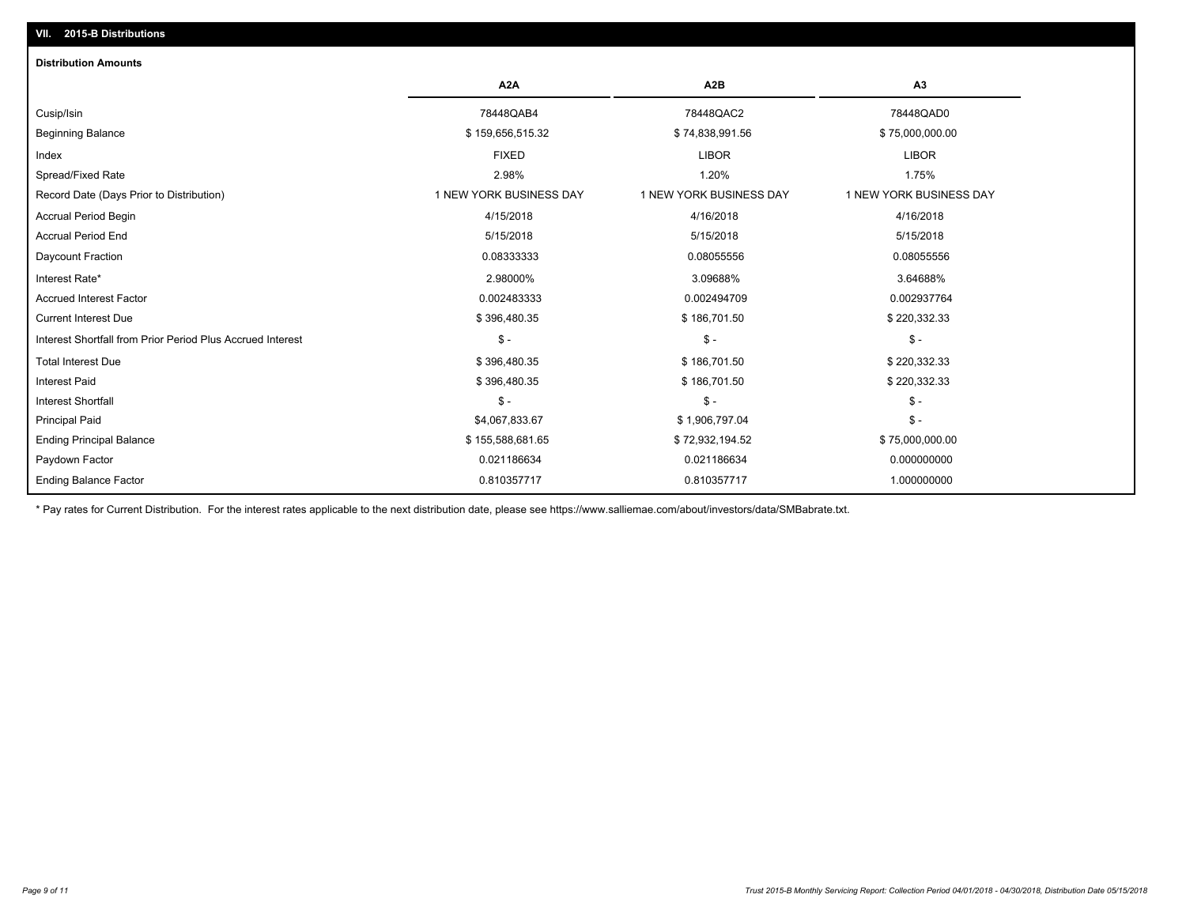## VII. 2015-B Distributions

### Distribution Amounts

| | A2A | A2B | A3 |
|---|---|---|---|
| Cusip/Isin | 78448QAB4 | 78448QAC2 | 78448QAD0 |
| Beginning Balance | $ 159,656,515.32 | $ 74,838,991.56 | $ 75,000,000.00 |
| Index | FIXED | LIBOR | LIBOR |
| Spread/Fixed Rate | 2.98% | 1.20% | 1.75% |
| Record Date (Days Prior to Distribution) | 1 NEW YORK BUSINESS DAY | 1 NEW YORK BUSINESS DAY | 1 NEW YORK BUSINESS DAY |
| Accrual Period Begin | 4/15/2018 | 4/16/2018 | 4/16/2018 |
| Accrual Period End | 5/15/2018 | 5/15/2018 | 5/15/2018 |
| Daycount Fraction | 0.08333333 | 0.08055556 | 0.08055556 |
| Interest Rate* | 2.98000% | 3.09688% | 3.64688% |
| Accrued Interest Factor | 0.002483333 | 0.002494709 | 0.002937764 |
| Current Interest Due | $ 396,480.35 | $ 186,701.50 | $ 220,332.33 |
| Interest Shortfall from Prior Period Plus Accrued Interest | $ - | $ - | $ - |
| Total Interest Due | $ 396,480.35 | $ 186,701.50 | $ 220,332.33 |
| Interest Paid | $ 396,480.35 | $ 186,701.50 | $ 220,332.33 |
| Interest Shortfall | $ - | $ - | $ - |
| Principal Paid | $4,067,833.67 | $ 1,906,797.04 | $ - |
| Ending Principal Balance | $ 155,588,681.65 | $ 72,932,194.52 | $ 75,000,000.00 |
| Paydown Factor | 0.021186634 | 0.021186634 | 0.000000000 |
| Ending Balance Factor | 0.810357717 | 0.810357717 | 1.000000000 |

* Pay rates for Current Distribution. For the interest rates applicable to the next distribution date, please see https://www.salliemae.com/about/investors/data/SMBabrate.txt.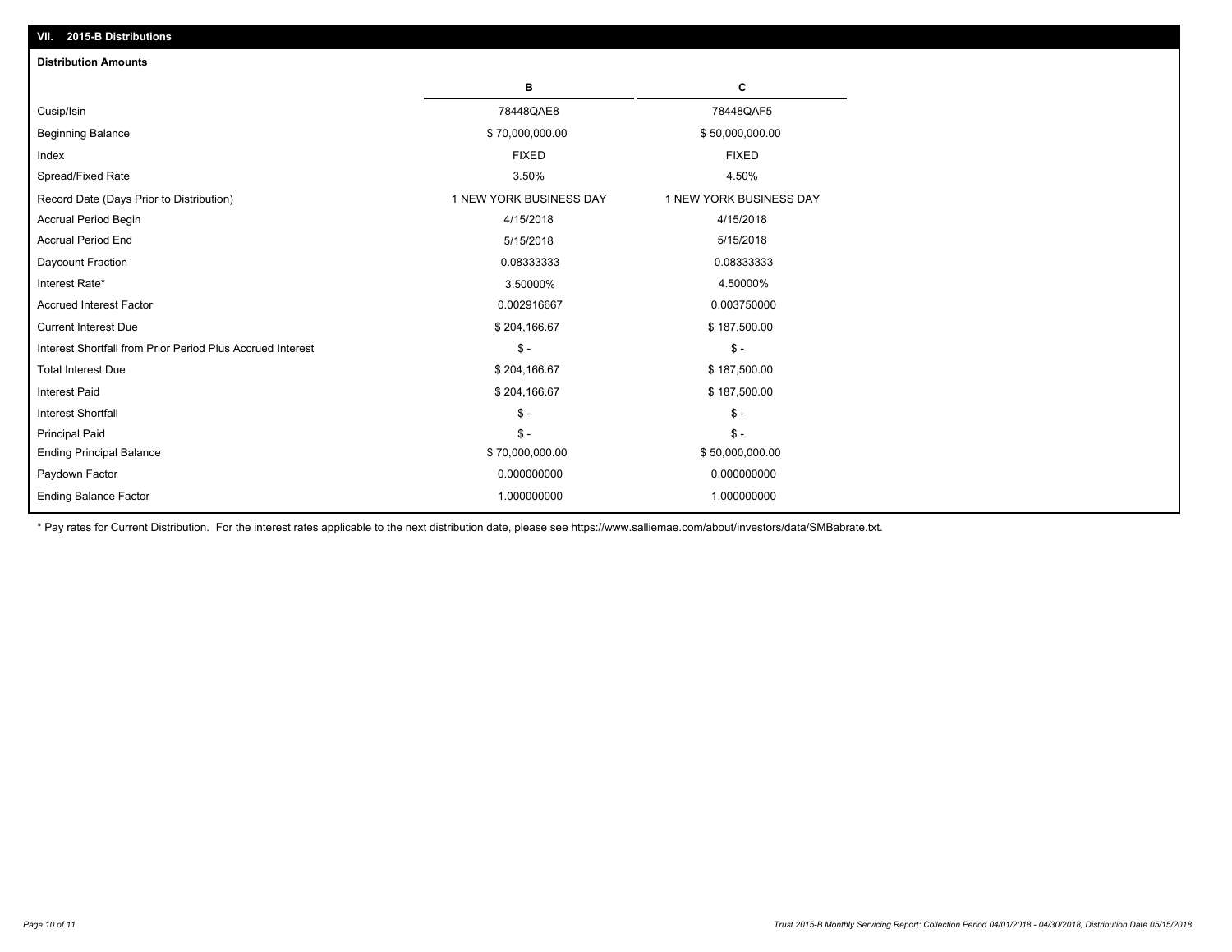## VII. 2015-B Distributions

### Distribution Amounts

| | B | C |
|---|---|---|
| Cusip/Isin | 78448QAE8 | 78448QAF5 |
| Beginning Balance | $ 70,000,000.00 | $ 50,000,000.00 |
| Index | FIXED | FIXED |
| Spread/Fixed Rate | 3.50% | 4.50% |
| Record Date (Days Prior to Distribution) | 1 NEW YORK BUSINESS DAY | 1 NEW YORK BUSINESS DAY |
| Accrual Period Begin | 4/15/2018 | 4/15/2018 |
| Accrual Period End | 5/15/2018 | 5/15/2018 |
| Daycount Fraction | 0.08333333 | 0.08333333 |
| Interest Rate* | 3.50000% | 4.50000% |
| Accrued Interest Factor | 0.002916667 | 0.003750000 |
| Current Interest Due | $ 204,166.67 | $ 187,500.00 |
| Interest Shortfall from Prior Period Plus Accrued Interest | $ - | $ - |
| Total Interest Due | $ 204,166.67 | $ 187,500.00 |
| Interest Paid | $ 204,166.67 | $ 187,500.00 |
| Interest Shortfall | $ - | $ - |
| Principal Paid | $ - | $ - |
| Ending Principal Balance | $ 70,000,000.00 | $ 50,000,000.00 |
| Paydown Factor | 0.000000000 | 0.000000000 |
| Ending Balance Factor | 1.000000000 | 1.000000000 |

* Pay rates for Current Distribution. For the interest rates applicable to the next distribution date, please see https://www.salliemae.com/about/investors/data/SMBabrate.txt.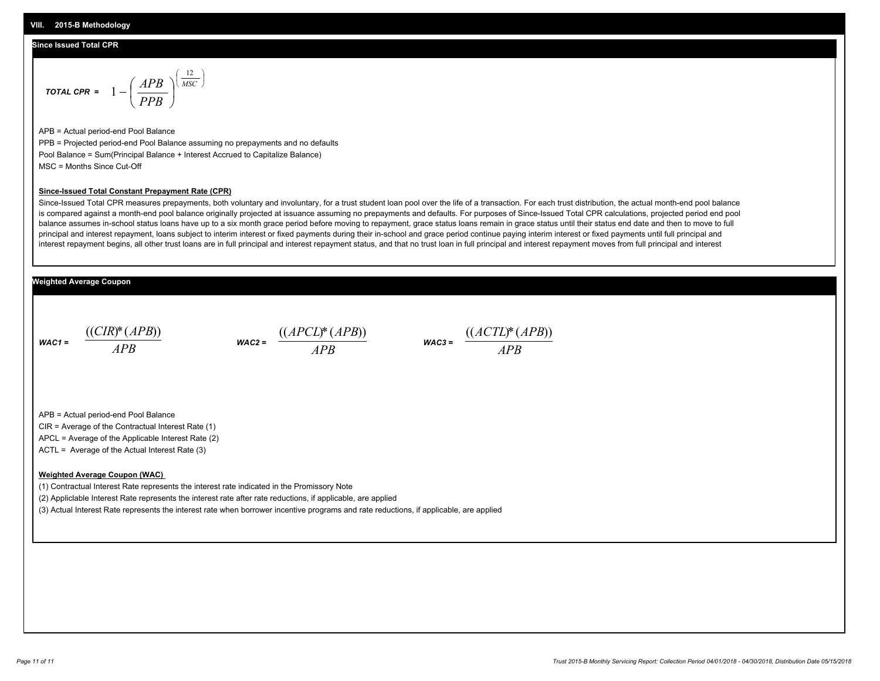## VIII. 2015-B Methodology

### Since Issued Total CPR

$$\textbf{TOTAL CPR} = 1 - \left(\frac{APB}{PPB}\right)^{\left(\frac{12}{MSC}\right)}$$

APB = Actual period-end Pool Balance

PPB = Projected period-end Pool Balance assuming no prepayments and no defaults

Pool Balance = Sum(Principal Balance + Interest Accrued to Capitalize Balance)

MSC = Months Since Cut-Off

**Since-Issued Total Constant Prepayment Rate (CPR)**

Since-Issued Total CPR measures prepayments, both voluntary and involuntary, for a trust student loan pool over the life of a transaction. For each trust distribution, the actual month-end pool balance is compared against a month-end pool balance originally projected at issuance assuming no prepayments and defaults. For purposes of Since-Issued Total CPR calculations, projected period end pool balance assumes in-school status loans have up to a six month grace period before moving to repayment, grace status loans remain in grace status until their status end date and then to move to full principal and interest repayment, loans subject to interim interest or fixed payments during their in-school and grace period continue paying interim interest or fixed payments until full principal and interest repayment begins, all other trust loans are in full principal and interest repayment status, and that no trust loan in full principal and interest repayment moves from full principal and interest

### Weighted Average Coupon

$$\textbf{WAC1} = \frac{((CIR) * (APB))}{APB} \qquad \textbf{WAC2} = \frac{((APCL) * (APB))}{APB} \qquad \textbf{WAC3} = \frac{((ACTL) * (APB))}{APB}$$

APB = Actual period-end Pool Balance

CIR = Average of the Contractual Interest Rate (1)

APCL = Average of the Applicable Interest Rate (2)

ACTL = Average of the Actual Interest Rate (3)

**Weighted Average Coupon (WAC)**

(1) Contractual Interest Rate represents the interest rate indicated in the Promissory Note

(2) Appliclable Interest Rate represents the interest rate after rate reductions, if applicable, are applied

(3) Actual Interest Rate represents the interest rate when borrower incentive programs and rate reductions, if applicable, are applied